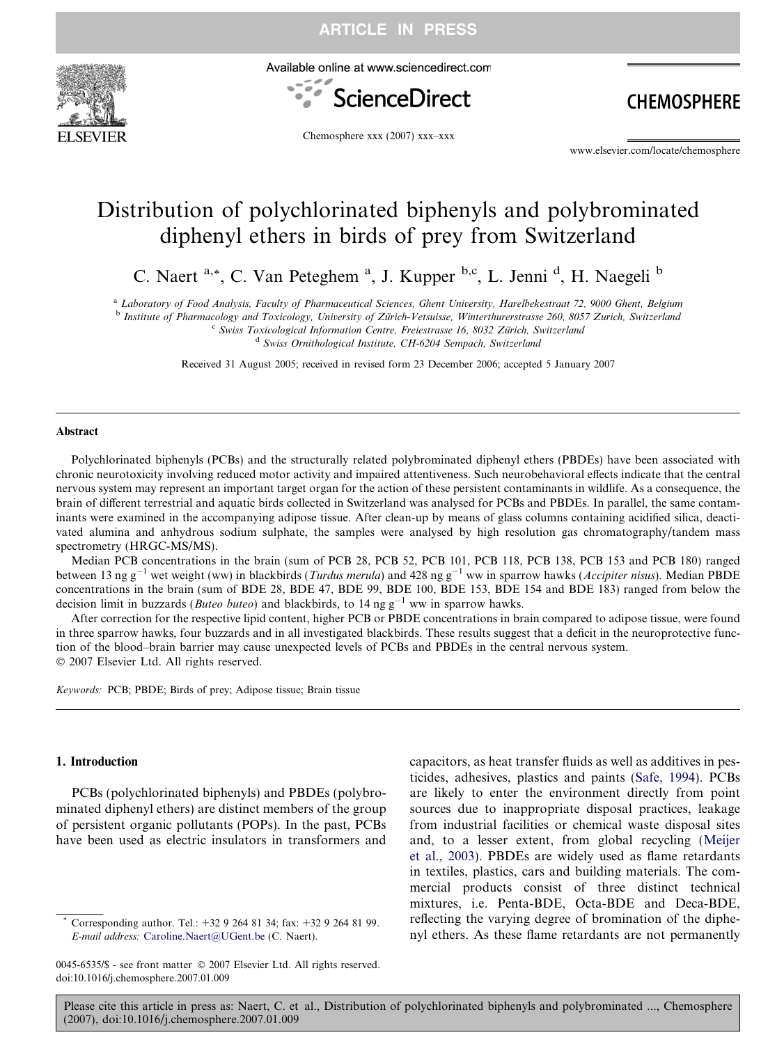# Distribution of polychlorinated biphenyls and polybrominated diphenyl ethers in birds of prey from Switzerland

C. Naert [a,*], C. Van Peteghem [a], J. Kupper [b,c], L. Jenni [d], H. Naegeli [b]

[a] Laboratory of Food Analysis, Faculty of Pharmaceutical Sciences, Ghent University, Harelbekestraat 72, 9000 Ghent, Belgium
[b] Institute of Pharmacology and Toxicology, University of Zürich-Vetsuisse, Winterthurerstrasse 260, 8057 Zurich, Switzerland
[c] Swiss Toxicological Information Centre, Freiestrasse 16, 8032 Zürich, Switzerland
[d] Swiss Ornithological Institute, CH-6204 Sempach, Switzerland

Received 31 August 2005; received in revised form 23 December 2006; accepted 5 January 2007

## Abstract

Polychlorinated biphenyls (PCBs) and the structurally related polybrominated diphenyl ethers (PBDEs) have been associated with chronic neurotoxicity involving reduced motor activity and impaired attentiveness. Such neurobehavioral effects indicate that the central nervous system may represent an important target organ for the action of these persistent contaminants in wildlife. As a consequence, the brain of different terrestrial and aquatic birds collected in Switzerland was analysed for PCBs and PBDEs. In parallel, the same contaminants were examined in the accompanying adipose tissue. After clean-up by means of glass columns containing acidified silica, deactivated alumina and anhydrous sodium sulphate, the samples were analysed by high resolution gas chromatography/tandem mass spectrometry (HRGC-MS/MS).

Median PCB concentrations in the brain (sum of PCB 28, PCB 52, PCB 101, PCB 118, PCB 138, PCB 153 and PCB 180) ranged between 13 ng $g^{-1}$ wet weight (ww) in blackbirds (*Turdus merula*) and 428 ng $g^{-1}$ ww in sparrow hawks (*Accipiter nisus*). Median PBDE concentrations in the brain (sum of BDE 28, BDE 47, BDE 99, BDE 100, BDE 153, BDE 154 and BDE 183) ranged from below the decision limit in buzzards (*Buteo buteo*) and blackbirds, to 14 ng $g^{-1}$ ww in sparrow hawks.

After correction for the respective lipid content, higher PCB or PBDE concentrations in brain compared to adipose tissue, were found in three sparrow hawks, four buzzards and in all investigated blackbirds. These results suggest that a deficit in the neuroprotective function of the blood–brain barrier may cause unexpected levels of PCBs and PBDEs in the central nervous system.

© 2007 Elsevier Ltd. All rights reserved.

*Keywords:* PCB; PBDE; Birds of prey; Adipose tissue; Brain tissue

## 1. Introduction

PCBs (polychlorinated biphenyls) and PBDEs (polybrominated diphenyl ethers) are distinct members of the group of persistent organic pollutants (POPs). In the past, PCBs have been used as electric insulators in transformers and capacitors, as heat transfer fluids as well as additives in pesticides, adhesives, plastics and paints (Safe, 1994). PCBs are likely to enter the environment directly from point sources due to inappropriate disposal practices, leakage from industrial facilities or chemical waste disposal sites and, to a lesser extent, from global recycling (Meijer et al., 2003). PBDEs are widely used as flame retardants in textiles, plastics, cars and building materials. The commercial products consist of three distinct technical mixtures, i.e. Penta-BDE, Octa-BDE and Deca-BDE, reflecting the varying degree of bromination of the diphenyl ethers. As these flame retardants are not permanently

* Corresponding author. Tel.: +32 9 264 81 34; fax: +32 9 264 81 99. *E-mail address:* Caroline.Naert@UGent.be (C. Naert).

0045-6535/$ - see front matter © 2007 Elsevier Ltd. All rights reserved.
doi:10.1016/j.chemosphere.2007.01.009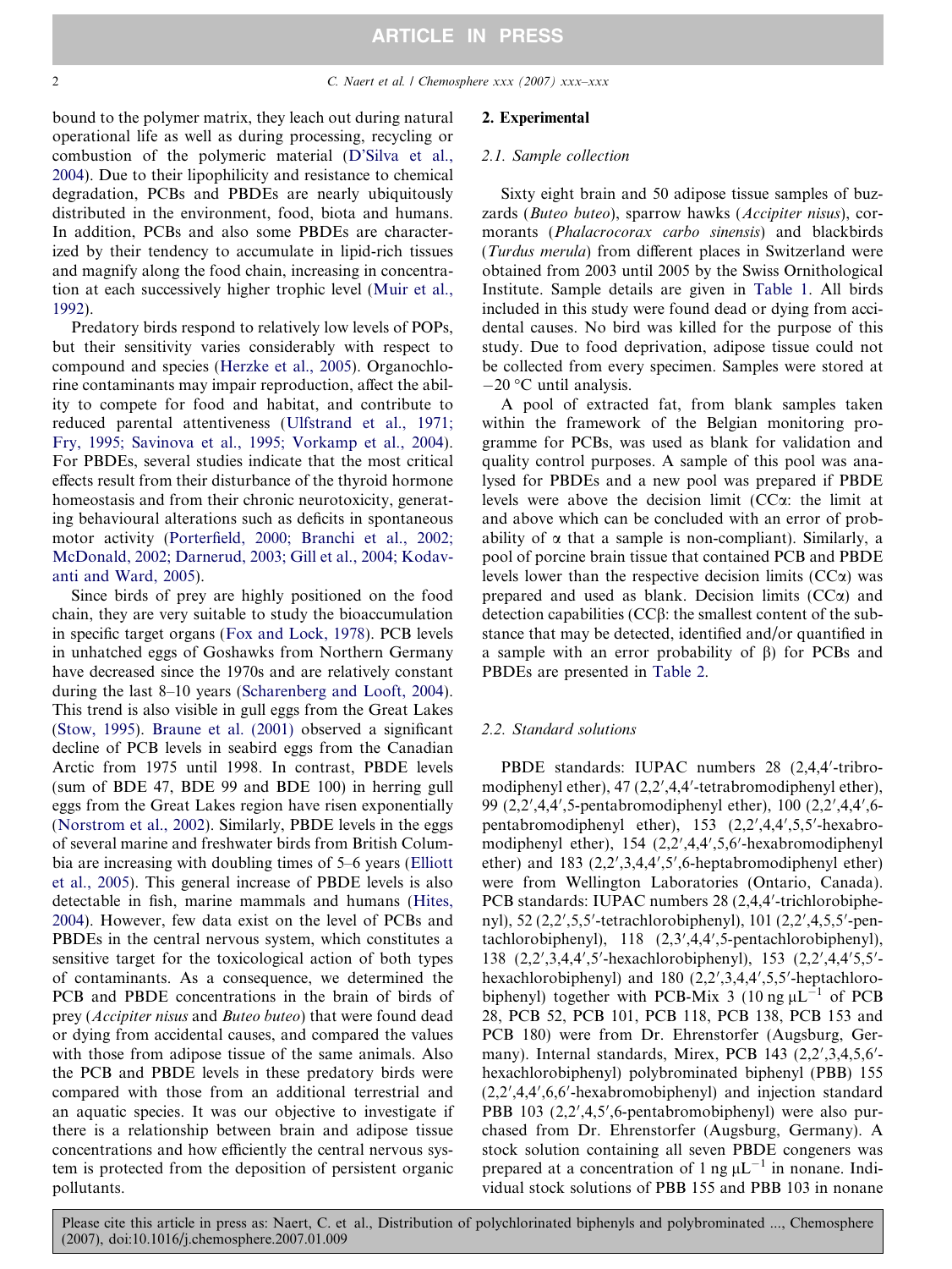bound to the polymer matrix, they leach out during natural operational life as well as during processing, recycling or combustion of the polymeric material (D'Silva et al., 2004). Due to their lipophilicity and resistance to chemical degradation, PCBs and PBDEs are nearly ubiquitously distributed in the environment, food, biota and humans. In addition, PCBs and also some PBDEs are characterized by their tendency to accumulate in lipid-rich tissues and magnify along the food chain, increasing in concentration at each successively higher trophic level (Muir et al., 1992).

Predatory birds respond to relatively low levels of POPs, but their sensitivity varies considerably with respect to compound and species (Herzke et al., 2005). Organochlorine contaminants may impair reproduction, affect the ability to compete for food and habitat, and contribute to reduced parental attentiveness (Ulfstrand et al., 1971; Fry, 1995; Savinova et al., 1995; Vorkamp et al., 2004). For PBDEs, several studies indicate that the most critical effects result from their disturbance of the thyroid hormone homeostasis and from their chronic neurotoxicity, generating behavioural alterations such as deficits in spontaneous motor activity (Porterfield, 2000; Branchi et al., 2002; McDonald, 2002; Darnerud, 2003; Gill et al., 2004; Kodavanti and Ward, 2005).

Since birds of prey are highly positioned on the food chain, they are very suitable to study the bioaccumulation in specific target organs (Fox and Lock, 1978). PCB levels in unhatched eggs of Goshawks from Northern Germany have decreased since the 1970s and are relatively constant during the last 8–10 years (Scharenberg and Looft, 2004). This trend is also visible in gull eggs from the Great Lakes (Stow, 1995). Braune et al. (2001) observed a significant decline of PCB levels in seabird eggs from the Canadian Arctic from 1975 until 1998. In contrast, PBDE levels (sum of BDE 47, BDE 99 and BDE 100) in herring gull eggs from the Great Lakes region have risen exponentially (Norstrom et al., 2002). Similarly, PBDE levels in the eggs of several marine and freshwater birds from British Columbia are increasing with doubling times of 5–6 years (Elliott et al., 2005). This general increase of PBDE levels is also detectable in fish, marine mammals and humans (Hites, 2004). However, few data exist on the level of PCBs and PBDEs in the central nervous system, which constitutes a sensitive target for the toxicological action of both types of contaminants. As a consequence, we determined the PCB and PBDE concentrations in the brain of birds of prey (*Accipiter nisus* and *Buteo buteo*) that were found dead or dying from accidental causes, and compared the values with those from adipose tissue of the same animals. Also the PCB and PBDE levels in these predatory birds were compared with those from an additional terrestrial and an aquatic species. It was our objective to investigate if there is a relationship between brain and adipose tissue concentrations and how efficiently the central nervous system is protected from the deposition of persistent organic pollutants.

## 2. Experimental

### 2.1. Sample collection

Sixty eight brain and 50 adipose tissue samples of buzzards (*Buteo buteo*), sparrow hawks (*Accipiter nisus*), cormorants (*Phalacrocorax carbo sinensis*) and blackbirds (*Turdus merula*) from different places in Switzerland were obtained from 2003 until 2005 by the Swiss Ornithological Institute. Sample details are given in Table 1. All birds included in this study were found dead or dying from accidental causes. No bird was killed for the purpose of this study. Due to food deprivation, adipose tissue could not be collected from every specimen. Samples were stored at −20 °C until analysis.

A pool of extracted fat, from blank samples taken within the framework of the Belgian monitoring programme for PCBs, was used as blank for validation and quality control purposes. A sample of this pool was analysed for PBDEs and a new pool was prepared if PBDE levels were above the decision limit (CCα: the limit at and above which can be concluded with an error of probability of α that a sample is non-compliant). Similarly, a pool of porcine brain tissue that contained PCB and PBDE levels lower than the respective decision limits (CCα) was prepared and used as blank. Decision limits (CCα) and detection capabilities (CCβ: the smallest content of the substance that may be detected, identified and/or quantified in a sample with an error probability of β) for PCBs and PBDEs are presented in Table 2.

### 2.2. Standard solutions

PBDE standards: IUPAC numbers 28 (2,4,4′-tribromodiphenyl ether), 47 (2,2′,4,4′-tetrabromodiphenyl ether), 99 (2,2′,4,4′,5-pentabromodiphenyl ether), 100 (2,2′,4,4′,6-pentabromodiphenyl ether), 153 (2,2′,4,4′,5,5′-hexabromodiphenyl ether), 154 (2,2′,4,4′,5,6′-hexabromodiphenyl ether) and 183 (2,2′,3,4,4′,5′,6-heptabromodiphenyl ether) were from Wellington Laboratories (Ontario, Canada). PCB standards: IUPAC numbers 28 (2,4,4′-trichlorobiphenyl), 52 (2,2′,5,5′-tetrachlorobiphenyl), 101 (2,2′,4,5,5′-pentachlorobiphenyl), 118 (2,3′,4,4′,5-pentachlorobiphenyl), 138 (2,2′,3,4,4′,5′-hexachlorobiphenyl), 153 (2,2′,4,4′5,5′-hexachlorobiphenyl) and 180 (2,2′,3,4,4′,5,5′-heptachlorobiphenyl) together with PCB-Mix 3 (10 ng $\mu L^{-1}$ of PCB 28, PCB 52, PCB 101, PCB 118, PCB 138, PCB 153 and PCB 180) were from Dr. Ehrenstorfer (Augsburg, Germany). Internal standards, Mirex, PCB 143 (2,2′,3,4,5,6′-hexachlorobiphenyl) polybrominated biphenyl (PBB) 155 (2,2′,4,4′,6,6′-hexabromobiphenyl) and injection standard PBB 103 (2,2′,4,5′,6-pentabromobiphenyl) were also purchased from Dr. Ehrenstorfer (Augsburg, Germany). A stock solution containing all seven PBDE congeners was prepared at a concentration of 1 ng $\mu L^{-1}$ in nonane. Individual stock solutions of PBB 155 and PBB 103 in nonane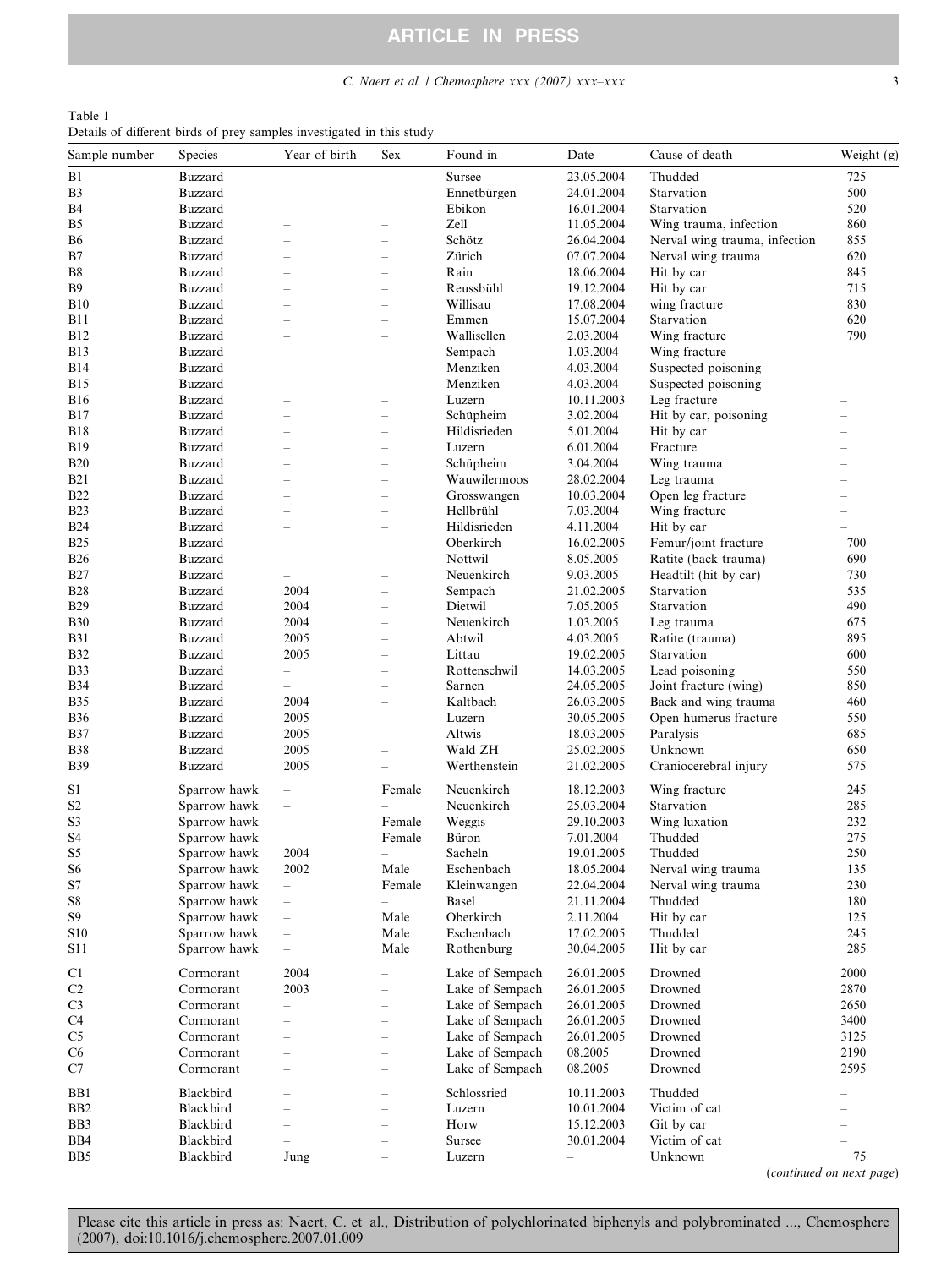Table 1
Details of different birds of prey samples investigated in this study

| Sample number | Species | Year of birth | Sex | Found in | Date | Cause of death | Weight (g) |
|---|---|---|---|---|---|---|---|
| B1 | Buzzard | – | – | Sursee | 23.05.2004 | Thudded | 725 |
| B3 | Buzzard | – | – | Ennetbürgen | 24.01.2004 | Starvation | 500 |
| B4 | Buzzard | – | – | Ebikon | 16.01.2004 | Starvation | 520 |
| B5 | Buzzard | – | – | Zell | 11.05.2004 | Wing trauma, infection | 860 |
| B6 | Buzzard | – | – | Schötz | 26.04.2004 | Nerval wing trauma, infection | 855 |
| B7 | Buzzard | – | – | Zürich | 07.07.2004 | Nerval wing trauma | 620 |
| B8 | Buzzard | – | – | Rain | 18.06.2004 | Hit by car | 845 |
| B9 | Buzzard | – | – | Reussbühl | 19.12.2004 | Hit by car | 715 |
| B10 | Buzzard | – | – | Willisau | 17.08.2004 | wing fracture | 830 |
| B11 | Buzzard | – | – | Emmen | 15.07.2004 | Starvation | 620 |
| B12 | Buzzard | – | – | Wallisellen | 2.03.2004 | Wing fracture | 790 |
| B13 | Buzzard | – | – | Sempach | 1.03.2004 | Wing fracture | – |
| B14 | Buzzard | – | – | Menziken | 4.03.2004 | Suspected poisoning | – |
| B15 | Buzzard | – | – | Menziken | 4.03.2004 | Suspected poisoning | – |
| B16 | Buzzard | – | – | Luzern | 10.11.2003 | Leg fracture | – |
| B17 | Buzzard | – | – | Schüpheim | 3.02.2004 | Hit by car, poisoning | – |
| B18 | Buzzard | – | – | Hildisrieden | 5.01.2004 | Hit by car | – |
| B19 | Buzzard | – | – | Luzern | 6.01.2004 | Fracture | – |
| B20 | Buzzard | – | – | Schüpheim | 3.04.2004 | Wing trauma | – |
| B21 | Buzzard | – | – | Wauwilermoos | 28.02.2004 | Leg trauma | – |
| B22 | Buzzard | – | – | Grosswangen | 10.03.2004 | Open leg fracture | – |
| B23 | Buzzard | – | – | Hellbrühl | 7.03.2004 | Wing fracture | – |
| B24 | Buzzard | – | – | Hildisrieden | 4.11.2004 | Hit by car | – |
| B25 | Buzzard | – | – | Oberkirch | 16.02.2005 | Femur/joint fracture | 700 |
| B26 | Buzzard | – | – | Nottwil | 8.05.2005 | Ratite (back trauma) | 690 |
| B27 | Buzzard | – | – | Neuenkirch | 9.03.2005 | Headtilt (hit by car) | 730 |
| B28 | Buzzard | 2004 | – | Sempach | 21.02.2005 | Starvation | 535 |
| B29 | Buzzard | 2004 | – | Dietwil | 7.05.2005 | Starvation | 490 |
| B30 | Buzzard | 2004 | – | Neuenkirch | 1.03.2005 | Leg trauma | 675 |
| B31 | Buzzard | 2005 | – | Abtwil | 4.03.2005 | Ratite (trauma) | 895 |
| B32 | Buzzard | 2005 | – | Littau | 19.02.2005 | Starvation | 600 |
| B33 | Buzzard | – | – | Rottenschwil | 14.03.2005 | Lead poisoning | 550 |
| B34 | Buzzard | – | – | Sarnen | 24.05.2005 | Joint fracture (wing) | 850 |
| B35 | Buzzard | 2004 | – | Kaltbach | 26.03.2005 | Back and wing trauma | 460 |
| B36 | Buzzard | 2005 | – | Luzern | 30.05.2005 | Open humerus fracture | 550 |
| B37 | Buzzard | 2005 | – | Altwis | 18.03.2005 | Paralysis | 685 |
| B38 | Buzzard | 2005 | – | Wald ZH | 25.02.2005 | Unknown | 650 |
| B39 | Buzzard | 2005 | – | Werthenstein | 21.02.2005 | Craniocerebral injury | 575 |
| S1 | Sparrow hawk | – | Female | Neuenkirch | 18.12.2003 | Wing fracture | 245 |
| S2 | Sparrow hawk | – | – | Neuenkirch | 25.03.2004 | Starvation | 285 |
| S3 | Sparrow hawk | – | Female | Weggis | 29.10.2003 | Wing luxation | 232 |
| S4 | Sparrow hawk | – | Female | Büron | 7.01.2004 | Thudded | 275 |
| S5 | Sparrow hawk | 2004 | – | Sacheln | 19.01.2005 | Thudded | 250 |
| S6 | Sparrow hawk | 2002 | Male | Eschenbach | 18.05.2004 | Nerval wing trauma | 135 |
| S7 | Sparrow hawk | – | Female | Kleinwangen | 22.04.2004 | Nerval wing trauma | 230 |
| S8 | Sparrow hawk | – | – | Basel | 21.11.2004 | Thudded | 180 |
| S9 | Sparrow hawk | – | Male | Oberkirch | 2.11.2004 | Hit by car | 125 |
| S10 | Sparrow hawk | – | Male | Eschenbach | 17.02.2005 | Thudded | 245 |
| S11 | Sparrow hawk | – | Male | Rothenburg | 30.04.2005 | Hit by car | 285 |
| C1 | Cormorant | 2004 | – | Lake of Sempach | 26.01.2005 | Drowned | 2000 |
| C2 | Cormorant | 2003 | – | Lake of Sempach | 26.01.2005 | Drowned | 2870 |
| C3 | Cormorant | – | – | Lake of Sempach | 26.01.2005 | Drowned | 2650 |
| C4 | Cormorant | – | – | Lake of Sempach | 26.01.2005 | Drowned | 3400 |
| C5 | Cormorant | – | – | Lake of Sempach | 26.01.2005 | Drowned | 3125 |
| C6 | Cormorant | – | – | Lake of Sempach | 08.2005 | Drowned | 2190 |
| C7 | Cormorant | – | – | Lake of Sempach | 08.2005 | Drowned | 2595 |
| BB1 | Blackbird | – | – | Schlossried | 10.11.2003 | Thudded | – |
| BB2 | Blackbird | – | – | Luzern | 10.01.2004 | Victim of cat | – |
| BB3 | Blackbird | – | – | Horw | 15.12.2003 | Git by car | – |
| BB4 | Blackbird | – | – | Sursee | 30.01.2004 | Victim of cat | – |
| BB5 | Blackbird | Jung | – | Luzern | – | Unknown | 75 |

(*continued on next page*)

Please cite this article in press as: Naert, C. et al., Distribution of polychlorinated biphenyls and polybrominated ..., Chemosphere (2007), doi:10.1016/j.chemosphere.2007.01.009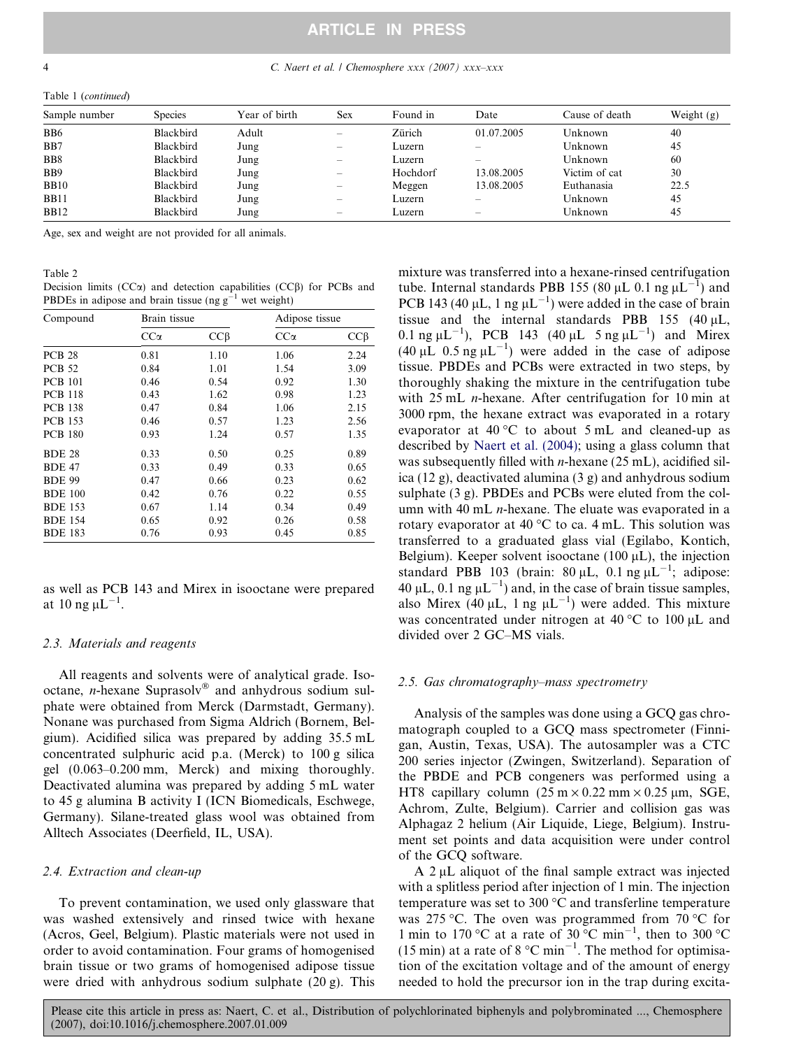Table 1 (*continued*)

| Sample number | Species | Year of birth | Sex | Found in | Date | Cause of death | Weight (g) |
|---|---|---|---|---|---|---|---|
| BB6 | Blackbird | Adult | – | Zürich | 01.07.2005 | Unknown | 40 |
| BB7 | Blackbird | Jung | – | Luzern | – | Unknown | 45 |
| BB8 | Blackbird | Jung | – | Luzern | – | Unknown | 60 |
| BB9 | Blackbird | Jung | – | Hochdorf | 13.08.2005 | Victim of cat | 30 |
| BB10 | Blackbird | Jung | – | Meggen | 13.08.2005 | Euthanasia | 22.5 |
| BB11 | Blackbird | Jung | – | Luzern | – | Unknown | 45 |
| BB12 | Blackbird | Jung | – | Luzern | – | Unknown | 45 |

Age, sex and weight are not provided for all animals.

Table 2
Decision limits (CCα) and detection capabilities (CCβ) for PCBs and PBDEs in adipose and brain tissue (ng $g^{-1}$ wet weight)

| Compound | Brain tissue | | Adipose tissue | |
|---|---|---|---|---|
| | CCα | CCβ | CCα | CCβ |
| PCB 28 | 0.81 | 1.10 | 1.06 | 2.24 |
| PCB 52 | 0.84 | 1.01 | 1.54 | 3.09 |
| PCB 101 | 0.46 | 0.54 | 0.92 | 1.30 |
| PCB 118 | 0.43 | 1.62 | 0.98 | 1.23 |
| PCB 138 | 0.47 | 0.84 | 1.06 | 2.15 |
| PCB 153 | 0.46 | 0.57 | 1.23 | 2.56 |
| PCB 180 | 0.93 | 1.24 | 0.57 | 1.35 |
| BDE 28 | 0.33 | 0.50 | 0.25 | 0.89 |
| BDE 47 | 0.33 | 0.49 | 0.33 | 0.65 |
| BDE 99 | 0.47 | 0.66 | 0.23 | 0.62 |
| BDE 100 | 0.42 | 0.76 | 0.22 | 0.55 |
| BDE 153 | 0.67 | 1.14 | 0.34 | 0.49 |
| BDE 154 | 0.65 | 0.92 | 0.26 | 0.58 |
| BDE 183 | 0.76 | 0.93 | 0.45 | 0.85 |

as well as PCB 143 and Mirex in isooctane were prepared at 10 ng $\mu L^{-1}$.

### 2.3. Materials and reagents

All reagents and solvents were of analytical grade. Isooctane, *n*-hexane Suprasolv® and anhydrous sodium sulphate were obtained from Merck (Darmstadt, Germany). Nonane was purchased from Sigma Aldrich (Bornem, Belgium). Acidified silica was prepared by adding 35.5 mL concentrated sulphuric acid p.a. (Merck) to 100 g silica gel (0.063–0.200 mm, Merck) and mixing thoroughly. Deactivated alumina was prepared by adding 5 mL water to 45 g alumina B activity I (ICN Biomedicals, Eschwege, Germany). Silane-treated glass wool was obtained from Alltech Associates (Deerfield, IL, USA).

### 2.4. Extraction and clean-up

To prevent contamination, we used only glassware that was washed extensively and rinsed twice with hexane (Acros, Geel, Belgium). Plastic materials were not used in order to avoid contamination. Four grams of homogenised brain tissue or two grams of homogenised adipose tissue were dried with anhydrous sodium sulphate (20 g). This mixture was transferred into a hexane-rinsed centrifugation tube. Internal standards PBB 155 (80 μL 0.1 ng $\mu L^{-1}$) and PCB 143 (40 μL, 1 ng $\mu L^{-1}$) were added in the case of brain tissue and the internal standards PBB 155 (40 μL, 0.1 ng $\mu L^{-1}$), PCB 143 (40 μL 5 ng $\mu L^{-1}$) and Mirex (40 μL 0.5 ng $\mu L^{-1}$) were added in the case of adipose tissue. PBDEs and PCBs were extracted in two steps, by thoroughly shaking the mixture in the centrifugation tube with 25 mL *n*-hexane. After centrifugation for 10 min at 3000 rpm, the hexane extract was evaporated in a rotary evaporator at 40 °C to about 5 mL and cleaned-up as described by Naert et al. (2004); using a glass column that was subsequently filled with *n*-hexane (25 mL), acidified silica (12 g), deactivated alumina (3 g) and anhydrous sodium sulphate (3 g). PBDEs and PCBs were eluted from the column with 40 mL *n*-hexane. The eluate was evaporated in a rotary evaporator at 40 °C to ca. 4 mL. This solution was transferred to a graduated glass vial (Egilabo, Kontich, Belgium). Keeper solvent isooctane (100 μL), the injection standard PBB 103 (brain: 80 μL, 0.1 ng $\mu L^{-1}$; adipose: 40 μL, 0.1 ng $\mu L^{-1}$) and, in the case of brain tissue samples, also Mirex (40 μL, 1 ng $\mu L^{-1}$) were added. This mixture was concentrated under nitrogen at 40 °C to 100 μL and divided over 2 GC–MS vials.

### 2.5. Gas chromatography–mass spectrometry

Analysis of the samples was done using a GCQ gas chromatograph coupled to a GCQ mass spectrometer (Finnigan, Austin, Texas, USA). The autosampler was a CTC 200 series injector (Zwingen, Switzerland). Separation of the PBDE and PCB congeners was performed using a HT8 capillary column (25 m × 0.22 mm × 0.25 μm, SGE, Achrom, Zulte, Belgium). Carrier and collision gas was Alphagaz 2 helium (Air Liquide, Liege, Belgium). Instrument set points and data acquisition were under control of the GCQ software.

A 2 μL aliquot of the final sample extract was injected with a splitless period after injection of 1 min. The injection temperature was set to 300 °C and transferline temperature was 275 °C. The oven was programmed from 70 °C for 1 min to 170 °C at a rate of 30 °C $min^{-1}$, then to 300 °C (15 min) at a rate of 8 °C $min^{-1}$. The method for optimisation of the excitation voltage and of the amount of energy needed to hold the precursor ion in the trap during excita-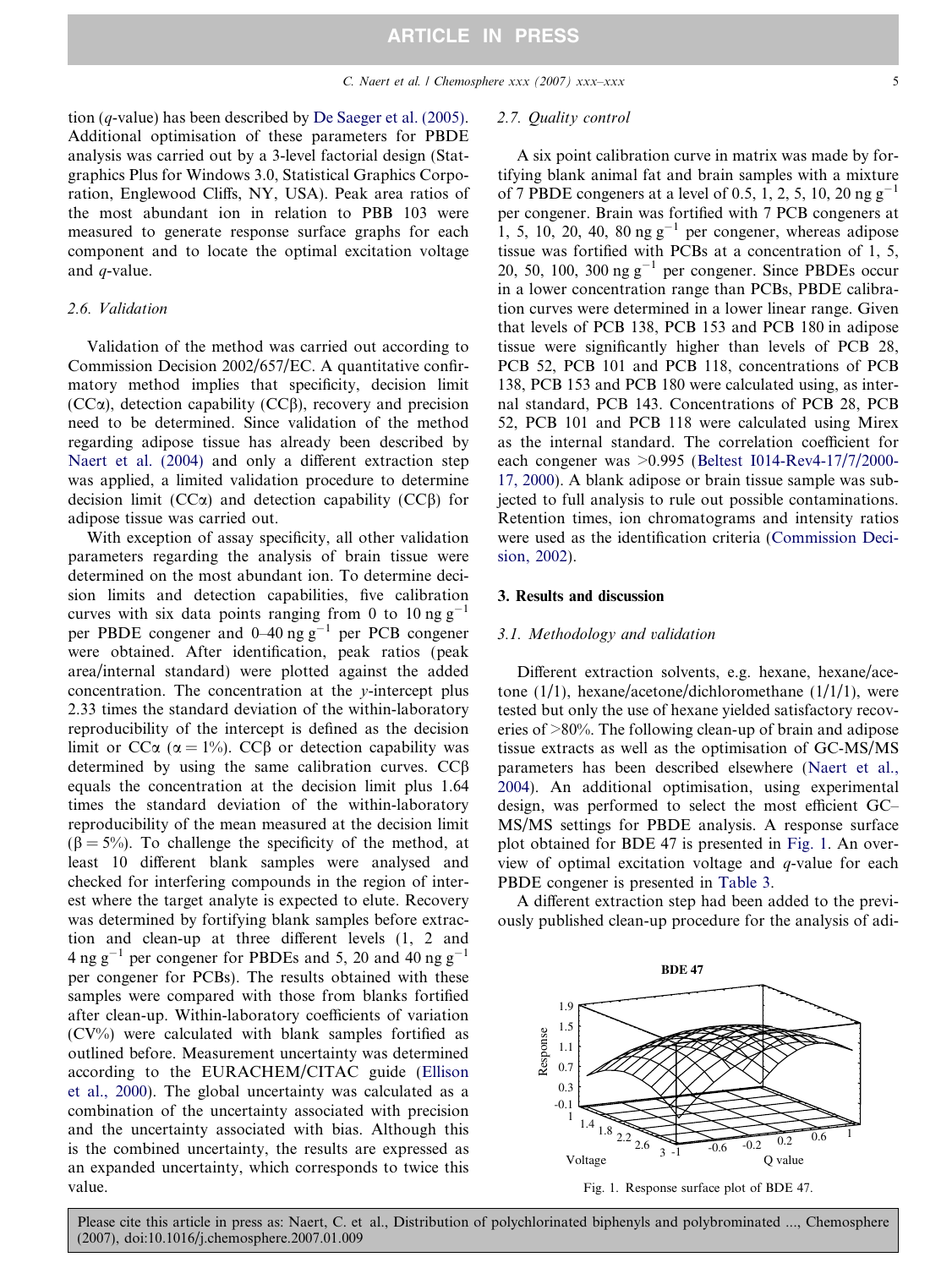tion (*q*-value) has been described by De Saeger et al. (2005). Additional optimisation of these parameters for PBDE analysis was carried out by a 3-level factorial design (Statgraphics Plus for Windows 3.0, Statistical Graphics Corporation, Englewood Cliffs, NY, USA). Peak area ratios of the most abundant ion in relation to PBB 103 were measured to generate response surface graphs for each component and to locate the optimal excitation voltage and *q*-value.

### 2.6. Validation

Validation of the method was carried out according to Commission Decision 2002/657/EC. A quantitative confirmatory method implies that specificity, decision limit (CCα), detection capability (CCβ), recovery and precision need to be determined. Since validation of the method regarding adipose tissue has already been described by Naert et al. (2004) and only a different extraction step was applied, a limited validation procedure to determine decision limit (CCα) and detection capability (CCβ) for adipose tissue was carried out.

With exception of assay specificity, all other validation parameters regarding the analysis of brain tissue were determined on the most abundant ion. To determine decision limits and detection capabilities, five calibration curves with six data points ranging from 0 to 10 ng g$^{-1}$ per PBDE congener and 0–40 ng g$^{-1}$ per PCB congener were obtained. After identification, peak ratios (peak area/internal standard) were plotted against the added concentration. The concentration at the *y*-intercept plus 2.33 times the standard deviation of the within-laboratory reproducibility of the intercept is defined as the decision limit or CCα ($\alpha = 1\%$). CCβ or detection capability was determined by using the same calibration curves. CCβ equals the concentration at the decision limit plus 1.64 times the standard deviation of the within-laboratory reproducibility of the mean measured at the decision limit ($\beta = 5\%$). To challenge the specificity of the method, at least 10 different blank samples were analysed and checked for interfering compounds in the region of interest where the target analyte is expected to elute. Recovery was determined by fortifying blank samples before extraction and clean-up at three different levels (1, 2 and 4 ng g$^{-1}$ per congener for PBDEs and 5, 20 and 40 ng g$^{-1}$ per congener for PCBs). The results obtained with these samples were compared with those from blanks fortified after clean-up. Within-laboratory coefficients of variation (CV%) were calculated with blank samples fortified as outlined before. Measurement uncertainty was determined according to the EURACHEM/CITAC guide (Ellison et al., 2000). The global uncertainty was calculated as a combination of the uncertainty associated with precision and the uncertainty associated with bias. Although this is the combined uncertainty, the results are expressed as an expanded uncertainty, which corresponds to twice this value.

### 2.7. Quality control

A six point calibration curve in matrix was made by fortifying blank animal fat and brain samples with a mixture of 7 PBDE congeners at a level of 0.5, 1, 2, 5, 10, 20 ng g$^{-1}$ per congener. Brain was fortified with 7 PCB congeners at 1, 5, 10, 20, 40, 80 ng g$^{-1}$ per congener, whereas adipose tissue was fortified with PCBs at a concentration of 1, 5, 20, 50, 100, 300 ng g$^{-1}$ per congener. Since PBDEs occur in a lower concentration range than PCBs, PBDE calibration curves were determined in a lower linear range. Given that levels of PCB 138, PCB 153 and PCB 180 in adipose tissue were significantly higher than levels of PCB 28, PCB 52, PCB 101 and PCB 118, concentrations of PCB 138, PCB 153 and PCB 180 were calculated using, as internal standard, PCB 143. Concentrations of PCB 28, PCB 52, PCB 101 and PCB 118 were calculated using Mirex as the internal standard. The correlation coefficient for each congener was >0.995 (Beltest I014-Rev4-17/7/2000-17, 2000). A blank adipose or brain tissue sample was subjected to full analysis to rule out possible contaminations. Retention times, ion chromatograms and intensity ratios were used as the identification criteria (Commission Decision, 2002).

## 3. Results and discussion

### 3.1. Methodology and validation

Different extraction solvents, e.g. hexane, hexane/acetone (1/1), hexane/acetone/dichloromethane (1/1/1), were tested but only the use of hexane yielded satisfactory recoveries of >80%. The following clean-up of brain and adipose tissue extracts as well as the optimisation of GC-MS/MS parameters has been described elsewhere (Naert et al., 2004). An additional optimisation, using experimental design, was performed to select the most efficient GC–MS/MS settings for PBDE analysis. A response surface plot obtained for BDE 47 is presented in Fig. 1. An overview of optimal excitation voltage and *q*-value for each PBDE congener is presented in Table 3.

A different extraction step had been added to the previously published clean-up procedure for the analysis of adi-

Fig. 1. Response surface plot of BDE 47.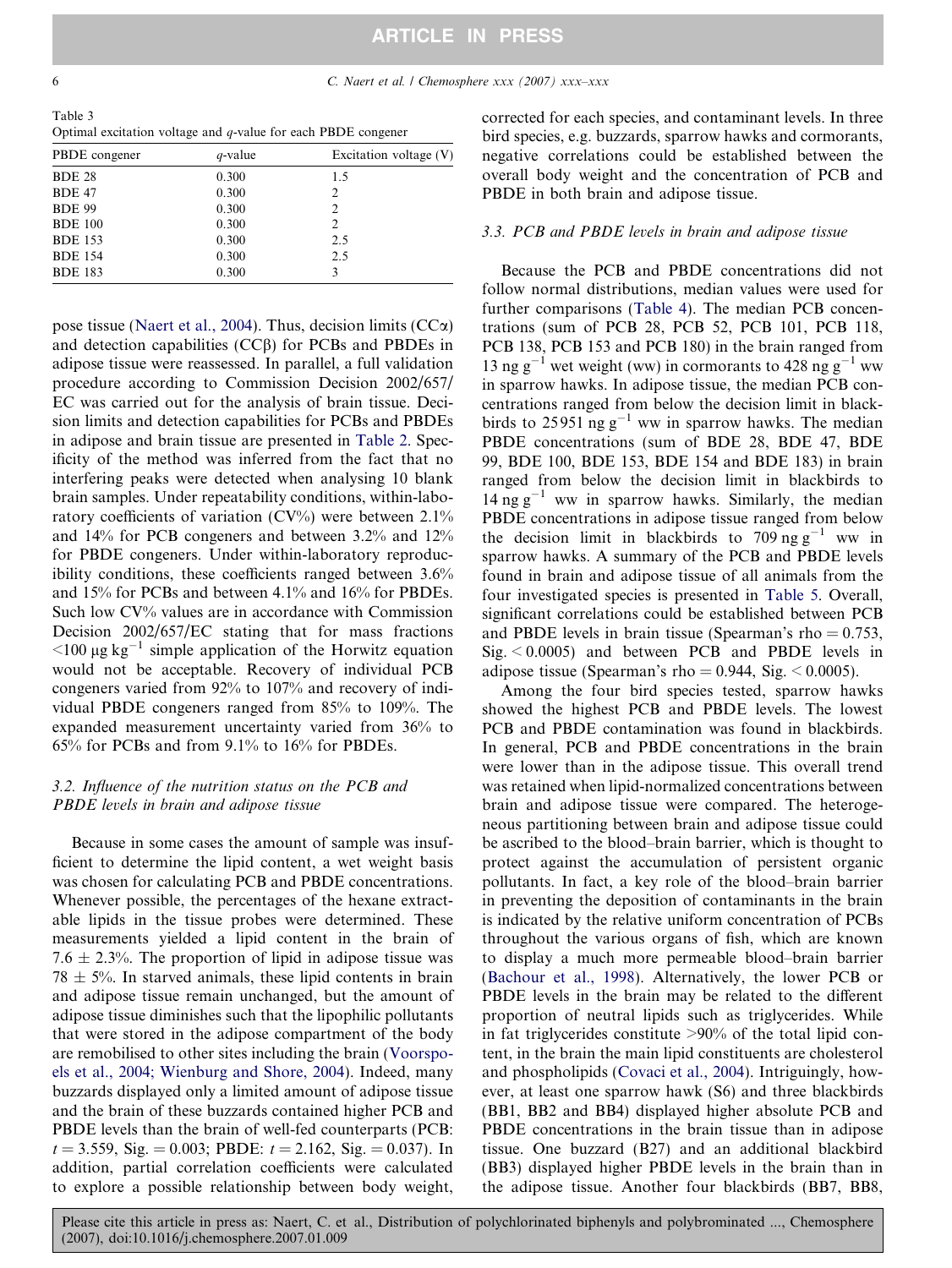Table 3
Optimal excitation voltage and $q$-value for each PBDE congener

| PBDE congener | $q$-value | Excitation voltage (V) |
|---|---|---|
| BDE 28 | 0.300 | 1.5 |
| BDE 47 | 0.300 | 2 |
| BDE 99 | 0.300 | 2 |
| BDE 100 | 0.300 | 2 |
| BDE 153 | 0.300 | 2.5 |
| BDE 154 | 0.300 | 2.5 |
| BDE 183 | 0.300 | 3 |

pose tissue (Naert et al., 2004). Thus, decision limits (CCα) and detection capabilities (CCβ) for PCBs and PBDEs in adipose tissue were reassessed. In parallel, a full validation procedure according to Commission Decision 2002/657/EC was carried out for the analysis of brain tissue. Decision limits and detection capabilities for PCBs and PBDEs in adipose and brain tissue are presented in Table 2. Specificity of the method was inferred from the fact that no interfering peaks were detected when analysing 10 blank brain samples. Under repeatability conditions, within-laboratory coefficients of variation (CV%) were between 2.1% and 14% for PCB congeners and between 3.2% and 12% for PBDE congeners. Under within-laboratory reproducibility conditions, these coefficients ranged between 3.6% and 15% for PCBs and between 4.1% and 16% for PBDEs. Such low CV% values are in accordance with Commission Decision 2002/657/EC stating that for mass fractions <100 μg kg$^{-1}$ simple application of the Horwitz equation would not be acceptable. Recovery of individual PCB congeners varied from 92% to 107% and recovery of individual PBDE congeners ranged from 85% to 109%. The expanded measurement uncertainty varied from 36% to 65% for PCBs and from 9.1% to 16% for PBDEs.

### 3.2. Influence of the nutrition status on the PCB and PBDE levels in brain and adipose tissue

Because in some cases the amount of sample was insufficient to determine the lipid content, a wet weight basis was chosen for calculating PCB and PBDE concentrations. Whenever possible, the percentages of the hexane extractable lipids in the tissue probes were determined. These measurements yielded a lipid content in the brain of 7.6 ± 2.3%. The proportion of lipid in adipose tissue was 78 ± 5%. In starved animals, these lipid contents in brain and adipose tissue remain unchanged, but the amount of adipose tissue diminishes such that the lipophilic pollutants that were stored in the adipose compartment of the body are remobilised to other sites including the brain (Voorspoels et al., 2004; Wienburg and Shore, 2004). Indeed, many buzzards displayed only a limited amount of adipose tissue and the brain of these buzzards contained higher PCB and PBDE levels than the brain of well-fed counterparts (PCB: $t = 3.559$, Sig. = 0.003; PBDE: $t = 2.162$, Sig. = 0.037). In addition, partial correlation coefficients were calculated to explore a possible relationship between body weight, corrected for each species, and contaminant levels. In three bird species, e.g. buzzards, sparrow hawks and cormorants, negative correlations could be established between the overall body weight and the concentration of PCB and PBDE in both brain and adipose tissue.

### 3.3. PCB and PBDE levels in brain and adipose tissue

Because the PCB and PBDE concentrations did not follow normal distributions, median values were used for further comparisons (Table 4). The median PCB concentrations (sum of PCB 28, PCB 52, PCB 101, PCB 118, PCB 138, PCB 153 and PCB 180) in the brain ranged from 13 ng g$^{-1}$ wet weight (ww) in cormorants to 428 ng g$^{-1}$ ww in sparrow hawks. In adipose tissue, the median PCB concentrations ranged from below the decision limit in blackbirds to 25951 ng g$^{-1}$ ww in sparrow hawks. The median PBDE concentrations (sum of BDE 28, BDE 47, BDE 99, BDE 100, BDE 153, BDE 154 and BDE 183) in brain ranged from below the decision limit in blackbirds to 14 ng g$^{-1}$ ww in sparrow hawks. Similarly, the median PBDE concentrations in adipose tissue ranged from below the decision limit in blackbirds to 709 ng g$^{-1}$ ww in sparrow hawks. A summary of the PCB and PBDE levels found in brain and adipose tissue of all animals from the four investigated species is presented in Table 5. Overall, significant correlations could be established between PCB and PBDE levels in brain tissue (Spearman's rho = 0.753, Sig. < 0.0005) and between PCB and PBDE levels in adipose tissue (Spearman's rho = 0.944, Sig. < 0.0005).

Among the four bird species tested, sparrow hawks showed the highest PCB and PBDE levels. The lowest PCB and PBDE contamination was found in blackbirds. In general, PCB and PBDE concentrations in the brain were lower than in the adipose tissue. This overall trend was retained when lipid-normalized concentrations between brain and adipose tissue were compared. The heterogeneous partitioning between brain and adipose tissue could be ascribed to the blood–brain barrier, which is thought to protect against the accumulation of persistent organic pollutants. In fact, a key role of the blood–brain barrier in preventing the deposition of contaminants in the brain is indicated by the relative uniform concentration of PCBs throughout the various organs of fish, which are known to display a much more permeable blood–brain barrier (Bachour et al., 1998). Alternatively, the lower PCB or PBDE levels in the brain may be related to the different proportion of neutral lipids such as triglycerides. While in fat triglycerides constitute >90% of the total lipid content, in the brain the main lipid constituents are cholesterol and phospholipids (Covaci et al., 2004). Intriguingly, however, at least one sparrow hawk (S6) and three blackbirds (BB1, BB2 and BB4) displayed higher absolute PCB and PBDE concentrations in the brain tissue than in adipose tissue. One buzzard (B27) and an additional blackbird (BB3) displayed higher PBDE levels in the brain than in the adipose tissue. Another four blackbirds (BB7, BB8,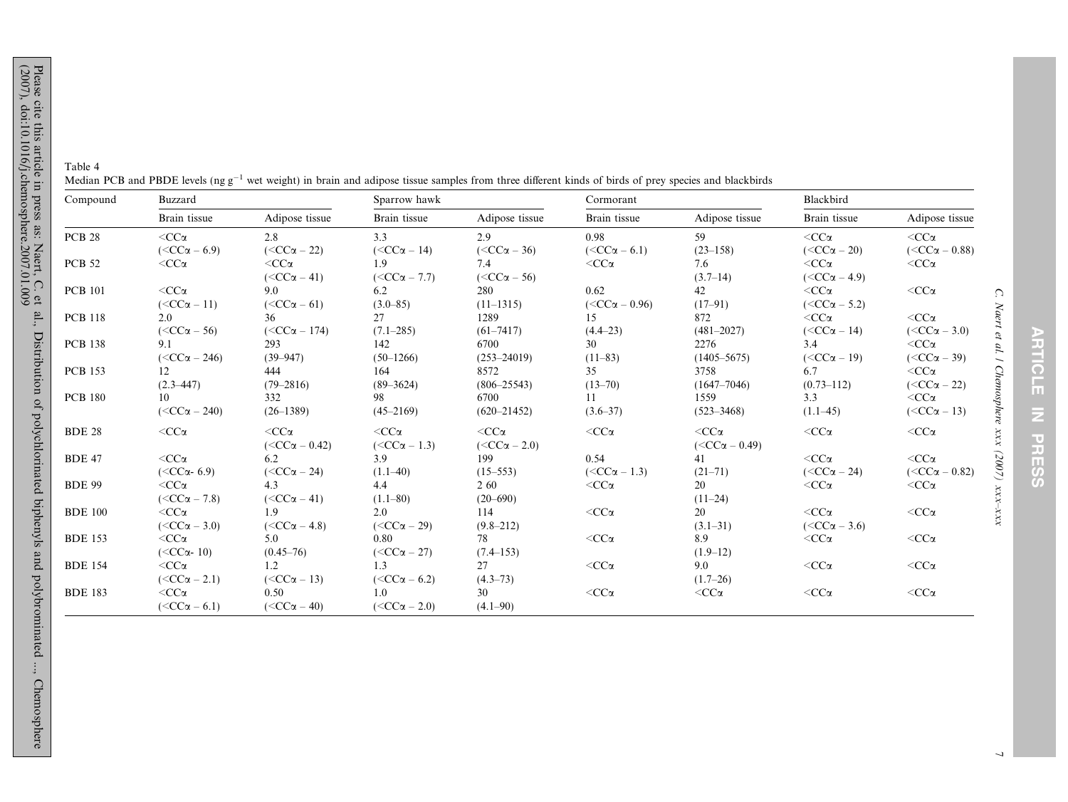Table 4
Median PCB and PBDE levels (ng g$^{-1}$ wet weight) in brain and adipose tissue samples from three different kinds of birds of prey species and blackbirds

| Compound | Buzzard | | Sparrow hawk | | Cormorant | | Blackbird | |
|---|---|---|---|---|---|---|---|---|
| | Brain tissue | Adipose tissue | Brain tissue | Adipose tissue | Brain tissue | Adipose tissue | Brain tissue | Adipose tissue |
| PCB 28 | <CCα (<CCα – 6.9) | 2.8 (<CCα – 22) | 3.3 (<CCα – 14) | 2.9 (<CCα – 36) | 0.98 (<CCα – 6.1) | 59 (23–158) | <CCα (<CCα – 20) | <CCα (<CCα – 0.88) |
| PCB 52 | <CCα | <CCα (<CCα – 41) | 1.9 (<CCα – 7.7) | 7.4 (<CCα – 56) | <CCα | 7.6 (3.7–14) | <CCα (<CCα – 4.9) | <CCα |
| PCB 101 | <CCα (<CCα – 11) | 9.0 (<CCα – 61) | 6.2 (3.0–85) | 280 (11–1315) | 0.62 (<CCα – 0.96) | 42 (17–91) | <CCα (<CCα – 5.2) | <CCα |
| PCB 118 | 2.0 (<CCα – 56) | 36 (<CCα – 174) | 27 (7.1–285) | 1289 (61–7417) | 15 (4.4–23) | 872 (481–2027) | <CCα (<CCα – 14) | <CCα (<CCα – 3.0) |
| PCB 138 | 9.1 (<CCα – 246) | 293 (39–947) | 142 (50–1266) | 6700 (253–24019) | 30 (11–83) | 2276 (1405–5675) | 3.4 (<CCα – 19) | <CCα (<CCα – 39) |
| PCB 153 | 12 (2.3–447) | 444 (79–2816) | 164 (89–3624) | 8572 (806–25543) | 35 (13–70) | 3758 (1647–7046) | 6.7 (0.73–112) | <CCα (<CCα – 22) |
| PCB 180 | 10 (<CCα – 240) | 332 (26–1389) | 98 (45–2169) | 6700 (620–21452) | 11 (3.6–37) | 1559 (523–3468) | 3.3 (1.1–45) | <CCα (<CCα – 13) |
| BDE 28 | <CCα | <CCα (<CCα – 0.42) | <CCα (<CCα – 1.3) | <CCα (<CCα – 2.0) | <CCα | <CCα (<CCα – 0.49) | <CCα | <CCα |
| BDE 47 | <CCα (<CCα- 6.9) | 6.2 (<CCα – 24) | 3.9 (1.1–40) | 199 (15–553) | 0.54 (<CCα – 1.3) | 41 (21–71) | <CCα (<CCα – 24) | <CCα (<CCα – 0.82) |
| BDE 99 | <CCα (<CCα – 7.8) | 4.3 (<CCα – 41) | 4.4 (1.1–80) | 2 60 (20–690) | <CCα | 20 (11–24) | <CCα | <CCα |
| BDE 100 | <CCα (<CCα – 3.0) | 1.9 (<CCα – 4.8) | 2.0 (<CCα – 29) | 114 (9.8–212) | <CCα | 20 (3.1–31) | <CCα (<CCα – 3.6) | <CCα |
| BDE 153 | <CCα (<CCα- 10) | 5.0 (0.45–76) | 0.80 (<CCα – 27) | 78 (7.4–153) | <CCα | 8.9 (1.9–12) | <CCα | <CCα |
| BDE 154 | <CCα (<CCα – 2.1) | 1.2 (<CCα – 13) | 1.3 (<CCα – 6.2) | 27 (4.3–73) | <CCα | 9.0 (1.7–26) | <CCα | <CCα |
| BDE 183 | <CCα (<CCα – 6.1) | 0.50 (<CCα – 40) | 1.0 (<CCα – 2.0) | 30 (4.1–90) | <CCα | <CCα | <CCα | <CCα |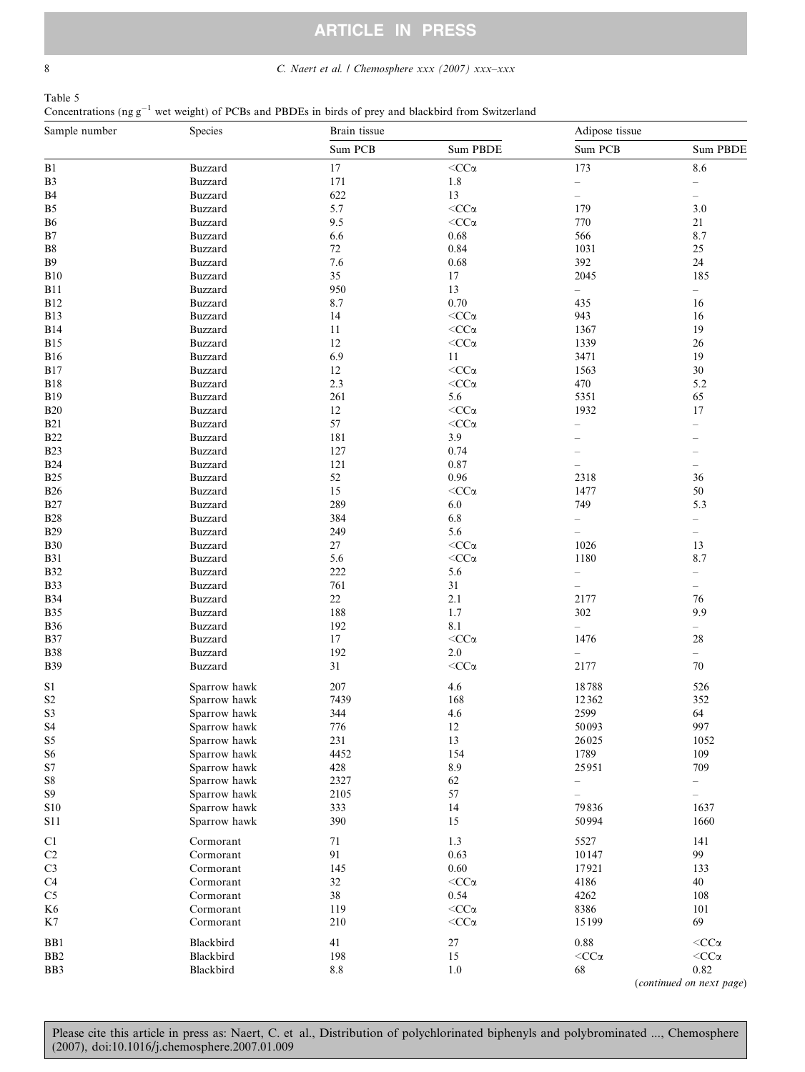Table 5
Concentrations (ng g$^{-1}$ wet weight) of PCBs and PBDEs in birds of prey and blackbird from Switzerland

| Sample number | Species | Brain tissue | | Adipose tissue | |
|---|---|---|---|---|---|
| | | Sum PCB | Sum PBDE | Sum PCB | Sum PBDE |
| B1 | Buzzard | 17 | <CCα | 173 | 8.6 |
| B3 | Buzzard | 171 | 1.8 | – | – |
| B4 | Buzzard | 622 | 13 | – | – |
| B5 | Buzzard | 5.7 | <CCα | 179 | 3.0 |
| B6 | Buzzard | 9.5 | <CCα | 770 | 21 |
| B7 | Buzzard | 6.6 | 0.68 | 566 | 8.7 |
| B8 | Buzzard | 72 | 0.84 | 1031 | 25 |
| B9 | Buzzard | 7.6 | 0.68 | 392 | 24 |
| B10 | Buzzard | 35 | 17 | 2045 | 185 |
| B11 | Buzzard | 950 | 13 | – | – |
| B12 | Buzzard | 8.7 | 0.70 | 435 | 16 |
| B13 | Buzzard | 14 | <CCα | 943 | 16 |
| B14 | Buzzard | 11 | <CCα | 1367 | 19 |
| B15 | Buzzard | 12 | <CCα | 1339 | 26 |
| B16 | Buzzard | 6.9 | 11 | 3471 | 19 |
| B17 | Buzzard | 12 | <CCα | 1563 | 30 |
| B18 | Buzzard | 2.3 | <CCα | 470 | 5.2 |
| B19 | Buzzard | 261 | 5.6 | 5351 | 65 |
| B20 | Buzzard | 12 | <CCα | 1932 | 17 |
| B21 | Buzzard | 57 | <CCα | – | – |
| B22 | Buzzard | 181 | 3.9 | – | – |
| B23 | Buzzard | 127 | 0.74 | – | – |
| B24 | Buzzard | 121 | 0.87 | – | – |
| B25 | Buzzard | 52 | 0.96 | 2318 | 36 |
| B26 | Buzzard | 15 | <CCα | 1477 | 50 |
| B27 | Buzzard | 289 | 6.0 | 749 | 5.3 |
| B28 | Buzzard | 384 | 6.8 | – | – |
| B29 | Buzzard | 249 | 5.6 | – | – |
| B30 | Buzzard | 27 | <CCα | 1026 | 13 |
| B31 | Buzzard | 5.6 | <CCα | 1180 | 8.7 |
| B32 | Buzzard | 222 | 5.6 | – | – |
| B33 | Buzzard | 761 | 31 | – | – |
| B34 | Buzzard | 22 | 2.1 | 2177 | 76 |
| B35 | Buzzard | 188 | 1.7 | 302 | 9.9 |
| B36 | Buzzard | 192 | 8.1 | – | – |
| B37 | Buzzard | 17 | <CCα | 1476 | 28 |
| B38 | Buzzard | 192 | 2.0 | – | – |
| B39 | Buzzard | 31 | <CCα | 2177 | 70 |
| S1 | Sparrow hawk | 207 | 4.6 | 18788 | 526 |
| S2 | Sparrow hawk | 7439 | 168 | 12362 | 352 |
| S3 | Sparrow hawk | 344 | 4.6 | 2599 | 64 |
| S4 | Sparrow hawk | 776 | 12 | 50093 | 997 |
| S5 | Sparrow hawk | 231 | 13 | 26025 | 1052 |
| S6 | Sparrow hawk | 4452 | 154 | 1789 | 109 |
| S7 | Sparrow hawk | 428 | 8.9 | 25951 | 709 |
| S8 | Sparrow hawk | 2327 | 62 | – | – |
| S9 | Sparrow hawk | 2105 | 57 | – | – |
| S10 | Sparrow hawk | 333 | 14 | 79836 | 1637 |
| S11 | Sparrow hawk | 390 | 15 | 50994 | 1660 |
| C1 | Cormorant | 71 | 1.3 | 5527 | 141 |
| C2 | Cormorant | 91 | 0.63 | 10147 | 99 |
| C3 | Cormorant | 145 | 0.60 | 17921 | 133 |
| C4 | Cormorant | 32 | <CCα | 4186 | 40 |
| C5 | Cormorant | 38 | 0.54 | 4262 | 108 |
| K6 | Cormorant | 119 | <CCα | 8386 | 101 |
| K7 | Cormorant | 210 | <CCα | 15199 | 69 |
| BB1 | Blackbird | 41 | 27 | 0.88 | <CCα |
| BB2 | Blackbird | 198 | 15 | <CCα | <CCα |
| BB3 | Blackbird | 8.8 | 1.0 | 68 | 0.82 |

(*continued on next page*)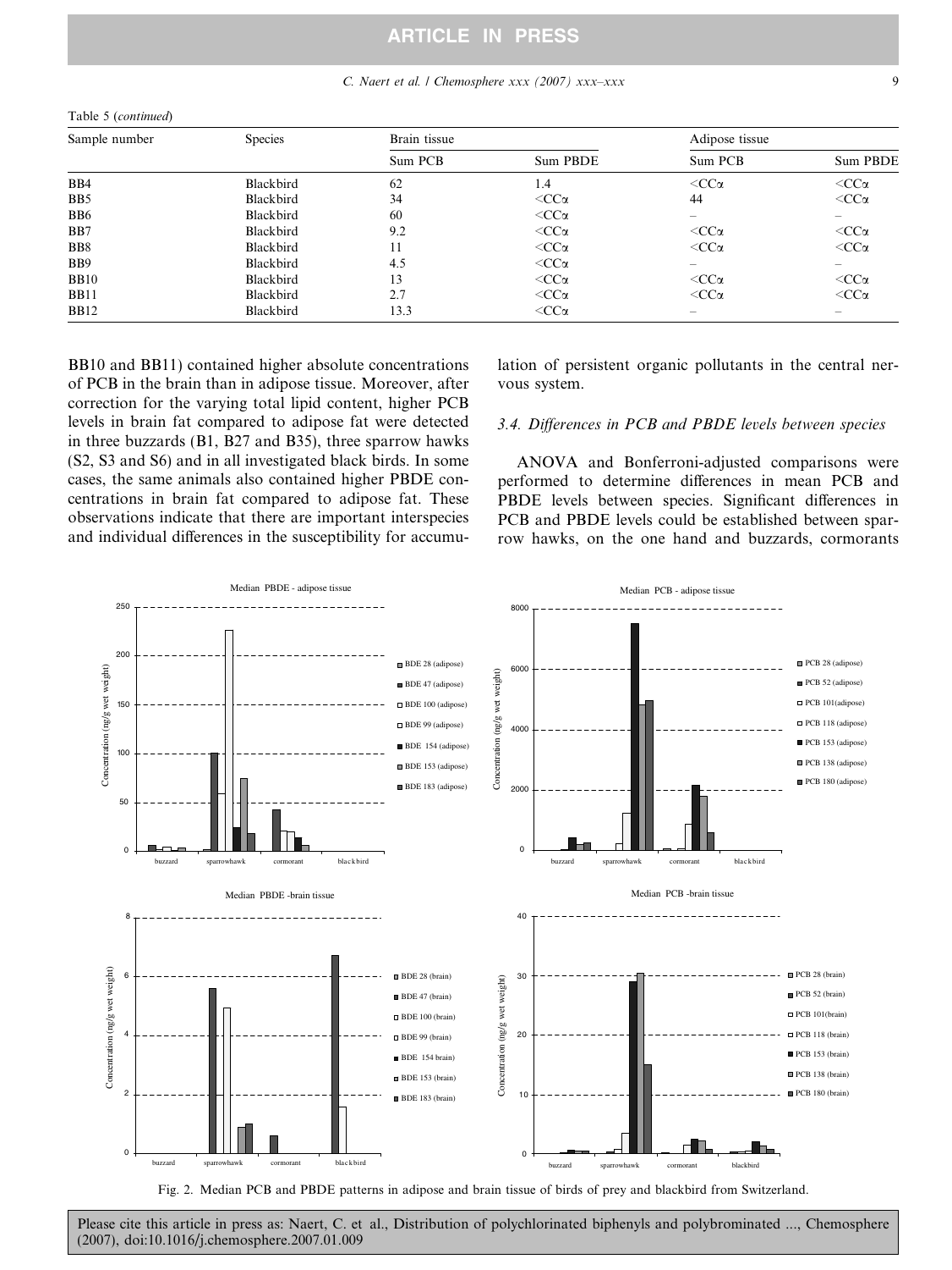Table 5 (*continued*)

| Sample number | Species | Brain tissue | | Adipose tissue | |
|---|---|---|---|---|---|
| | | Sum PCB | Sum PBDE | Sum PCB | Sum PBDE |
| BB4 | Blackbird | 62 | 1.4 | <CCα | <CCα |
| BB5 | Blackbird | 34 | <CCα | 44 | <CCα |
| BB6 | Blackbird | 60 | <CCα | – | – |
| BB7 | Blackbird | 9.2 | <CCα | <CCα | <CCα |
| BB8 | Blackbird | 11 | <CCα | <CCα | <CCα |
| BB9 | Blackbird | 4.5 | <CCα | – | – |
| BB10 | Blackbird | 13 | <CCα | <CCα | <CCα |
| BB11 | Blackbird | 2.7 | <CCα | <CCα | <CCα |
| BB12 | Blackbird | 13.3 | <CCα | – | – |

BB10 and BB11) contained higher absolute concentrations of PCB in the brain than in adipose tissue. Moreover, after correction for the varying total lipid content, higher PCB levels in brain fat compared to adipose fat were detected in three buzzards (B1, B27 and B35), three sparrow hawks (S2, S3 and S6) and in all investigated black birds. In some cases, the same animals also contained higher PBDE concentrations in brain fat compared to adipose fat. These observations indicate that there are important interspecies and individual differences in the susceptibility for accumulation of persistent organic pollutants in the central nervous system.

### 3.4. Differences in PCB and PBDE levels between species

ANOVA and Bonferroni-adjusted comparisons were performed to determine differences in mean PCB and PBDE levels between species. Significant differences in PCB and PBDE levels could be established between sparrow hawks, on the one hand and buzzards, cormorants

Fig. 2. Median PCB and PBDE patterns in adipose and brain tissue of birds of prey and blackbird from Switzerland.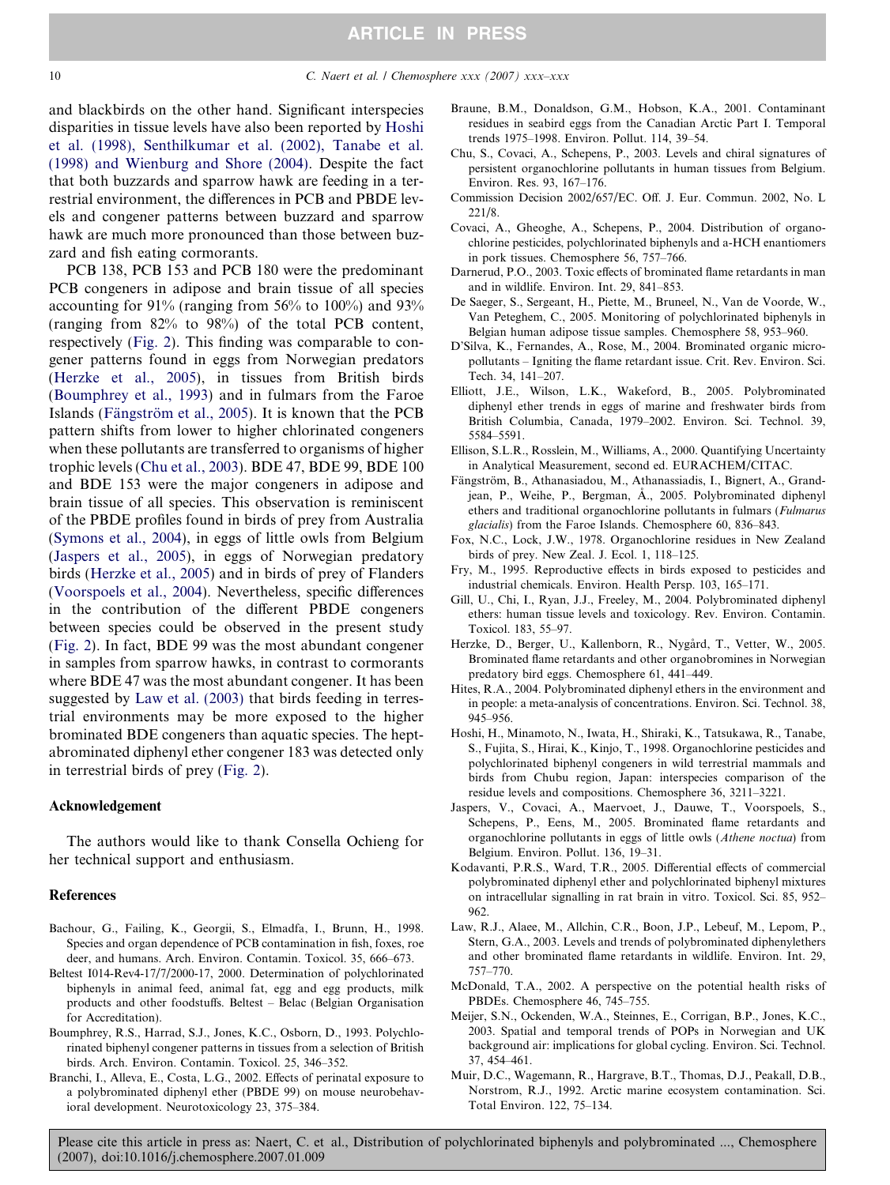and blackbirds on the other hand. Significant interspecies disparities in tissue levels have also been reported by Hoshi et al. (1998), Senthilkumar et al. (2002), Tanabe et al. (1998) and Wienburg and Shore (2004). Despite the fact that both buzzards and sparrow hawk are feeding in a terrestrial environment, the differences in PCB and PBDE levels and congener patterns between buzzard and sparrow hawk are much more pronounced than those between buzzard and fish eating cormorants.

PCB 138, PCB 153 and PCB 180 were the predominant PCB congeners in adipose and brain tissue of all species accounting for 91% (ranging from 56% to 100%) and 93% (ranging from 82% to 98%) of the total PCB content, respectively (Fig. 2). This finding was comparable to congener patterns found in eggs from Norwegian predators (Herzke et al., 2005), in tissues from British birds (Boumphrey et al., 1993) and in fulmars from the Faroe Islands (Fängström et al., 2005). It is known that the PCB pattern shifts from lower to higher chlorinated congeners when these pollutants are transferred to organisms of higher trophic levels (Chu et al., 2003). BDE 47, BDE 99, BDE 100 and BDE 153 were the major congeners in adipose and brain tissue of all species. This observation is reminiscent of the PBDE profiles found in birds of prey from Australia (Symons et al., 2004), in eggs of little owls from Belgium (Jaspers et al., 2005), in eggs of Norwegian predatory birds (Herzke et al., 2005) and in birds of prey of Flanders (Voorspoels et al., 2004). Nevertheless, specific differences in the contribution of the different PBDE congeners between species could be observed in the present study (Fig. 2). In fact, BDE 99 was the most abundant congener in samples from sparrow hawks, in contrast to cormorants where BDE 47 was the most abundant congener. It has been suggested by Law et al. (2003) that birds feeding in terrestrial environments may be more exposed to the higher brominated BDE congeners than aquatic species. The heptabrominated diphenyl ether congener 183 was detected only in terrestrial birds of prey (Fig. 2).

## Acknowledgement

The authors would like to thank Consella Ochieng for her technical support and enthusiasm.

## References

Bachour, G., Failing, K., Georgii, S., Elmadfa, I., Brunn, H., 1998. Species and organ dependence of PCB contamination in fish, foxes, roe deer, and humans. Arch. Environ. Contamin. Toxicol. 35, 666–673.

Beltest I014-Rev4-17/7/2000-17, 2000. Determination of polychlorinated biphenyls in animal feed, animal fat, egg and egg products, milk products and other foodstuffs. Beltest – Belac (Belgian Organisation for Accreditation).

Boumphrey, R.S., Harrad, S.J., Jones, K.C., Osborn, D., 1993. Polychlorinated biphenyl congener patterns in tissues from a selection of British birds. Arch. Environ. Contamin. Toxicol. 25, 346–352.

Branchi, I., Alleva, E., Costa, L.G., 2002. Effects of perinatal exposure to a polybrominated diphenyl ether (PBDE 99) on mouse neurobehavioral development. Neurotoxicology 23, 375–384.

Braune, B.M., Donaldson, G.M., Hobson, K.A., 2001. Contaminant residues in seabird eggs from the Canadian Arctic Part I. Temporal trends 1975–1998. Environ. Pollut. 114, 39–54.

Chu, S., Covaci, A., Schepens, P., 2003. Levels and chiral signatures of persistent organochlorine pollutants in human tissues from Belgium. Environ. Res. 93, 167–176.

Commission Decision 2002/657/EC. Off. J. Eur. Commun. 2002, No. L 221/8.

Covaci, A., Gheoghe, A., Schepens, P., 2004. Distribution of organochlorine pesticides, polychlorinated biphenyls and a-HCH enantiomers in pork tissues. Chemosphere 56, 757–766.

Darnerud, P.O., 2003. Toxic effects of brominated flame retardants in man and in wildlife. Environ. Int. 29, 841–853.

De Saeger, S., Sergeant, H., Piette, M., Bruneel, N., Van de Voorde, W., Van Peteghem, C., 2005. Monitoring of polychlorinated biphenyls in Belgian human adipose tissue samples. Chemosphere 58, 953–960.

D'Silva, K., Fernandes, A., Rose, M., 2004. Brominated organic micropollutants – Igniting the flame retardant issue. Crit. Rev. Environ. Sci. Tech. 34, 141–207.

Elliott, J.E., Wilson, L.K., Wakeford, B., 2005. Polybrominated diphenyl ether trends in eggs of marine and freshwater birds from British Columbia, Canada, 1979–2002. Environ. Sci. Technol. 39, 5584–5591.

Ellison, S.L.R., Rosslein, M., Williams, A., 2000. Quantifying Uncertainty in Analytical Measurement, second ed. EURACHEM/CITAC.

Fängström, B., Athanasiadou, M., Athanassiadis, I., Bignert, A., Grandjean, P., Weihe, P., Bergman, Å., 2005. Polybrominated diphenyl ethers and traditional organochlorine pollutants in fulmars (*Fulmarus glacialis*) from the Faroe Islands. Chemosphere 60, 836–843.

Fox, N.C., Lock, J.W., 1978. Organochlorine residues in New Zealand birds of prey. New Zeal. J. Ecol. 1, 118–125.

Fry, M., 1995. Reproductive effects in birds exposed to pesticides and industrial chemicals. Environ. Health Persp. 103, 165–171.

Gill, U., Chi, I., Ryan, J.J., Freeley, M., 2004. Polybrominated diphenyl ethers: human tissue levels and toxicology. Rev. Environ. Contamin. Toxicol. 183, 55–97.

Herzke, D., Berger, U., Kallenborn, R., Nygård, T., Vetter, W., 2005. Brominated flame retardants and other organobromines in Norwegian predatory bird eggs. Chemosphere 61, 441–449.

Hites, R.A., 2004. Polybrominated diphenyl ethers in the environment and in people: a meta-analysis of concentrations. Environ. Sci. Technol. 38, 945–956.

Hoshi, H., Minamoto, N., Iwata, H., Shiraki, K., Tatsukawa, R., Tanabe, S., Fujita, S., Hirai, K., Kinjo, T., 1998. Organochlorine pesticides and polychlorinated biphenyl congeners in wild terrestrial mammals and birds from Chubu region, Japan: interspecies comparison of the residue levels and compositions. Chemosphere 36, 3211–3221.

Jaspers, V., Covaci, A., Maervoet, J., Dauwe, T., Voorspoels, S., Schepens, P., Eens, M., 2005. Brominated flame retardants and organochlorine pollutants in eggs of little owls (*Athene noctua*) from Belgium. Environ. Pollut. 136, 19–31.

Kodavanti, P.R.S., Ward, T.R., 2005. Differential effects of commercial polybrominated diphenyl ether and polychlorinated biphenyl mixtures on intracellular signalling in rat brain in vitro. Toxicol. Sci. 85, 952–962.

Law, R.J., Alaee, M., Allchin, C.R., Boon, J.P., Lebeuf, M., Lepom, P., Stern, G.A., 2003. Levels and trends of polybrominated diphenylethers and other brominated flame retardants in wildlife. Environ. Int. 29, 757–770.

McDonald, T.A., 2002. A perspective on the potential health risks of PBDEs. Chemosphere 46, 745–755.

Meijer, S.N., Ockenden, W.A., Steinnes, E., Corrigan, B.P., Jones, K.C., 2003. Spatial and temporal trends of POPs in Norwegian and UK background air: implications for global cycling. Environ. Sci. Technol. 37, 454–461.

Muir, D.C., Wagemann, R., Hargrave, B.T., Thomas, D.J., Peakall, D.B., Norstrom, R.J., 1992. Arctic marine ecosystem contamination. Sci. Total Environ. 122, 75–134.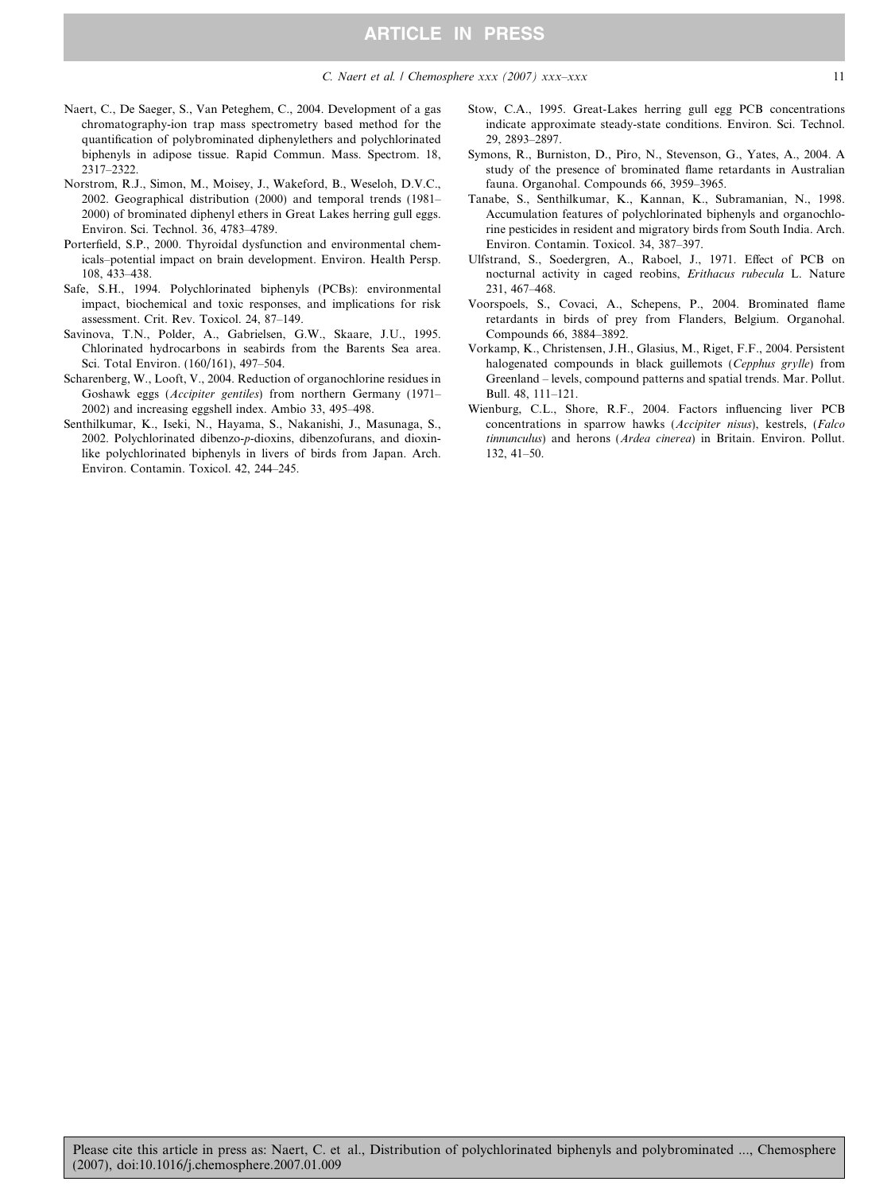Naert, C., De Saeger, S., Van Peteghem, C., 2004. Development of a gas chromatography-ion trap mass spectrometry based method for the quantification of polybrominated diphenylethers and polychlorinated biphenyls in adipose tissue. Rapid Commun. Mass. Spectrom. 18, 2317–2322.

Norstrom, R.J., Simon, M., Moisey, J., Wakeford, B., Weseloh, D.V.C., 2002. Geographical distribution (2000) and temporal trends (1981–2000) of brominated diphenyl ethers in Great Lakes herring gull eggs. Environ. Sci. Technol. 36, 4783–4789.

Porterfield, S.P., 2000. Thyroidal dysfunction and environmental chemicals–potential impact on brain development. Environ. Health Persp. 108, 433–438.

Safe, S.H., 1994. Polychlorinated biphenyls (PCBs): environmental impact, biochemical and toxic responses, and implications for risk assessment. Crit. Rev. Toxicol. 24, 87–149.

Savinova, T.N., Polder, A., Gabrielsen, G.W., Skaare, J.U., 1995. Chlorinated hydrocarbons in seabirds from the Barents Sea area. Sci. Total Environ. (160/161), 497–504.

Scharenberg, W., Looft, V., 2004. Reduction of organochlorine residues in Goshawk eggs (*Accipiter gentiles*) from northern Germany (1971–2002) and increasing eggshell index. Ambio 33, 495–498.

Senthilkumar, K., Iseki, N., Hayama, S., Nakanishi, J., Masunaga, S., 2002. Polychlorinated dibenzo-*p*-dioxins, dibenzofurans, and dioxin-like polychlorinated biphenyls in livers of birds from Japan. Arch. Environ. Contamin. Toxicol. 42, 244–245.

Stow, C.A., 1995. Great-Lakes herring gull egg PCB concentrations indicate approximate steady-state conditions. Environ. Sci. Technol. 29, 2893–2897.

Symons, R., Burniston, D., Piro, N., Stevenson, G., Yates, A., 2004. A study of the presence of brominated flame retardants in Australian fauna. Organohal. Compounds 66, 3959–3965.

Tanabe, S., Senthilkumar, K., Kannan, K., Subramanian, N., 1998. Accumulation features of polychlorinated biphenyls and organochlorine pesticides in resident and migratory birds from South India. Arch. Environ. Contamin. Toxicol. 34, 387–397.

Ulfstrand, S., Soedergren, A., Raboel, J., 1971. Effect of PCB on nocturnal activity in caged reobins, *Erithacus rubecula* L. Nature 231, 467–468.

Voorspoels, S., Covaci, A., Schepens, P., 2004. Brominated flame retardants in birds of prey from Flanders, Belgium. Organohal. Compounds 66, 3884–3892.

Vorkamp, K., Christensen, J.H., Glasius, M., Riget, F.F., 2004. Persistent halogenated compounds in black guillemots (*Cepphus grylle*) from Greenland – levels, compound patterns and spatial trends. Mar. Pollut. Bull. 48, 111–121.

Wienburg, C.L., Shore, R.F., 2004. Factors influencing liver PCB concentrations in sparrow hawks (*Accipiter nisus*), kestrels, (*Falco tinnunculus*) and herons (*Ardea cinerea*) in Britain. Environ. Pollut. 132, 41–50.